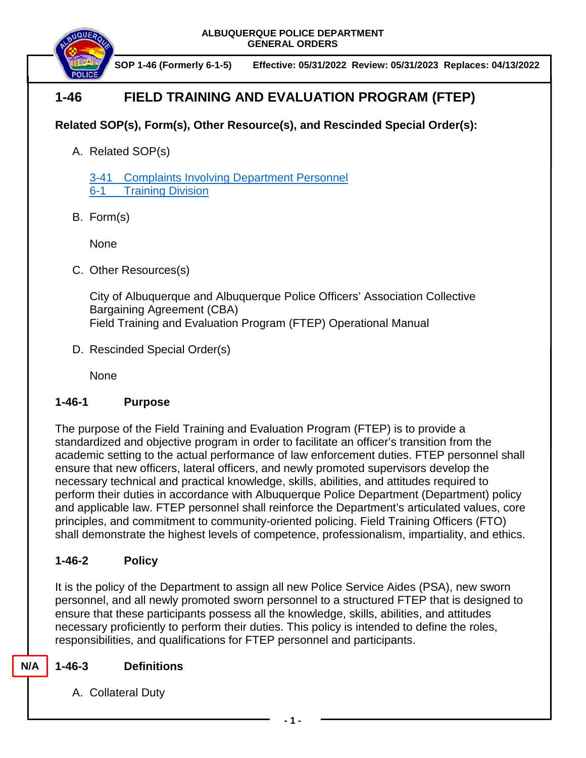ALBUQUERQUE POLICE DEPARTMENT
GENERAL ORDERS

SOP 1-46 (Formerly 6-1-5) Effective: 05/31/2022 Review: 05/31/2023 Replaces: 04/13/2022

# 1-46 FIELD TRAINING AND EVALUATION PROGRAM (FTEP)

**Related SOP(s), Form(s), Other Resource(s), and Rescinded Special Order(s):**

A. Related SOP(s)

 3-41 Complaints Involving Department Personnel
 6-1 Training Division

B. Form(s)

 None

C. Other Resources(s)

 City of Albuquerque and Albuquerque Police Officers' Association Collective Bargaining Agreement (CBA)
 Field Training and Evaluation Program (FTEP) Operational Manual

D. Rescinded Special Order(s)

 None

## 1-46-1 Purpose

The purpose of the Field Training and Evaluation Program (FTEP) is to provide a standardized and objective program in order to facilitate an officer's transition from the academic setting to the actual performance of law enforcement duties. FTEP personnel shall ensure that new officers, lateral officers, and newly promoted supervisors develop the necessary technical and practical knowledge, skills, abilities, and attitudes required to perform their duties in accordance with Albuquerque Police Department (Department) policy and applicable law. FTEP personnel shall reinforce the Department's articulated values, core principles, and commitment to community-oriented policing. Field Training Officers (FTO) shall demonstrate the highest levels of competence, professionalism, impartiality, and ethics.

## 1-46-2 Policy

It is the policy of the Department to assign all new Police Service Aides (PSA), new sworn personnel, and all newly promoted sworn personnel to a structured FTEP that is designed to ensure that these participants possess all the knowledge, skills, abilities, and attitudes necessary proficiently to perform their duties. This policy is intended to define the roles, responsibilities, and qualifications for FTEP personnel and participants.

N/A

## 1-46-3 Definitions

A. Collateral Duty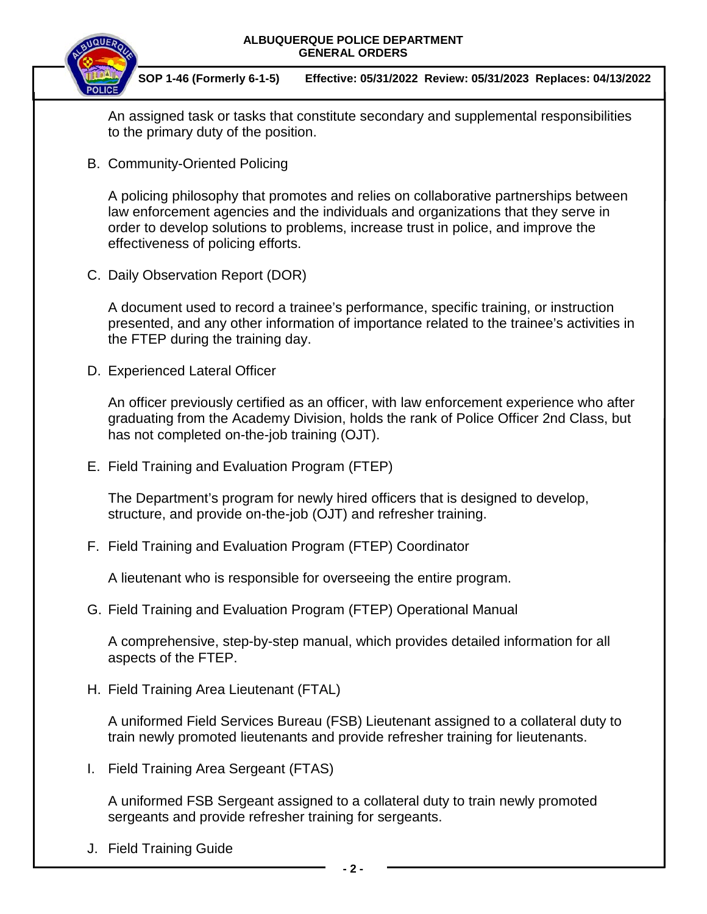An assigned task or tasks that constitute secondary and supplemental responsibilities to the primary duty of the position.

B. Community-Oriented Policing

A policing philosophy that promotes and relies on collaborative partnerships between law enforcement agencies and the individuals and organizations that they serve in order to develop solutions to problems, increase trust in police, and improve the effectiveness of policing efforts.

C. Daily Observation Report (DOR)

A document used to record a trainee's performance, specific training, or instruction presented, and any other information of importance related to the trainee's activities in the FTEP during the training day.

D. Experienced Lateral Officer

An officer previously certified as an officer, with law enforcement experience who after graduating from the Academy Division, holds the rank of Police Officer 2nd Class, but has not completed on-the-job training (OJT).

E. Field Training and Evaluation Program (FTEP)

The Department's program for newly hired officers that is designed to develop, structure, and provide on-the-job (OJT) and refresher training.

F. Field Training and Evaluation Program (FTEP) Coordinator

A lieutenant who is responsible for overseeing the entire program.

G. Field Training and Evaluation Program (FTEP) Operational Manual

A comprehensive, step-by-step manual, which provides detailed information for all aspects of the FTEP.

H. Field Training Area Lieutenant (FTAL)

A uniformed Field Services Bureau (FSB) Lieutenant assigned to a collateral duty to train newly promoted lieutenants and provide refresher training for lieutenants.

I. Field Training Area Sergeant (FTAS)

A uniformed FSB Sergeant assigned to a collateral duty to train newly promoted sergeants and provide refresher training for sergeants.

J. Field Training Guide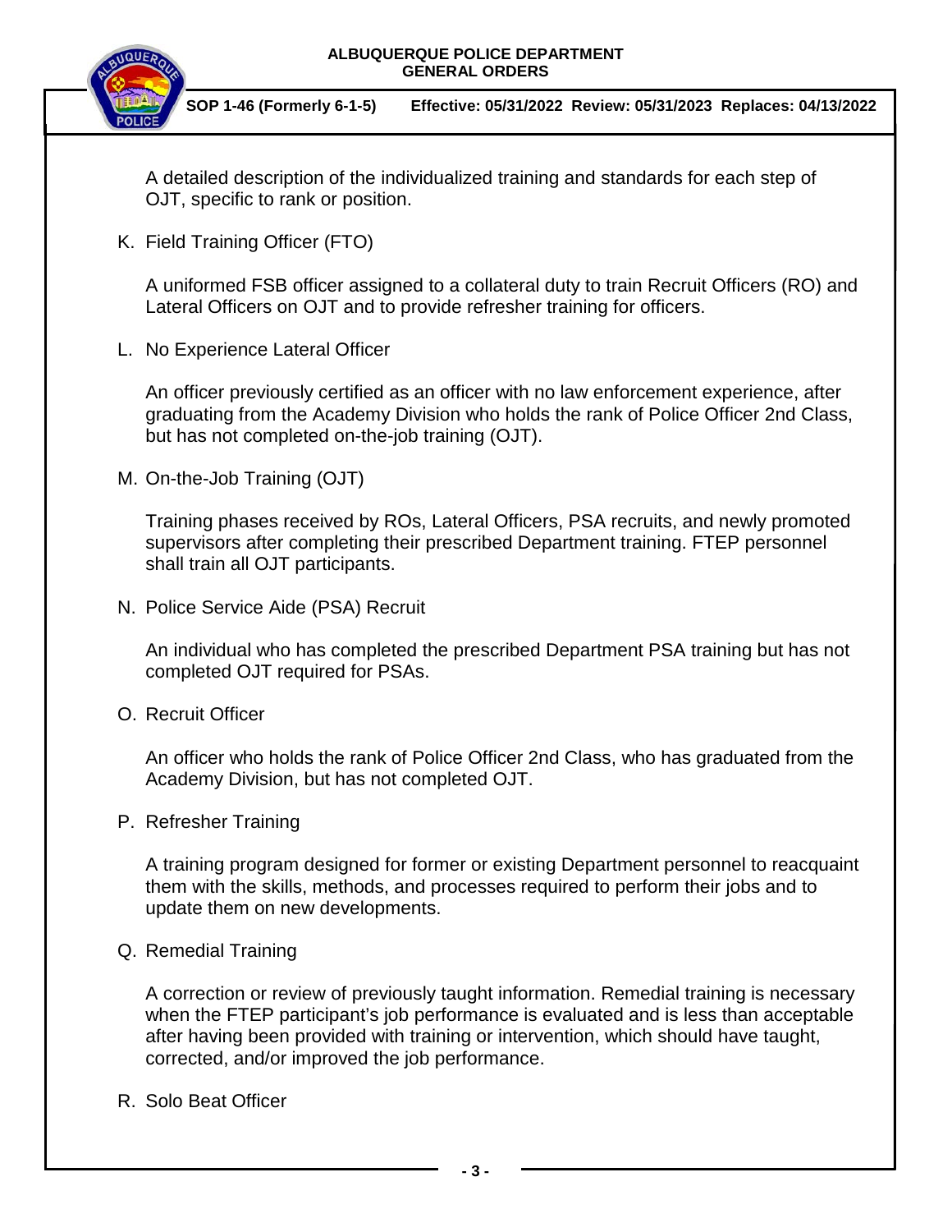A detailed description of the individualized training and standards for each step of OJT, specific to rank or position.

K. Field Training Officer (FTO)

A uniformed FSB officer assigned to a collateral duty to train Recruit Officers (RO) and Lateral Officers on OJT and to provide refresher training for officers.

L. No Experience Lateral Officer

An officer previously certified as an officer with no law enforcement experience, after graduating from the Academy Division who holds the rank of Police Officer 2nd Class, but has not completed on-the-job training (OJT).

M. On-the-Job Training (OJT)

Training phases received by ROs, Lateral Officers, PSA recruits, and newly promoted supervisors after completing their prescribed Department training. FTEP personnel shall train all OJT participants.

N. Police Service Aide (PSA) Recruit

An individual who has completed the prescribed Department PSA training but has not completed OJT required for PSAs.

O. Recruit Officer

An officer who holds the rank of Police Officer 2nd Class, who has graduated from the Academy Division, but has not completed OJT.

P. Refresher Training

A training program designed for former or existing Department personnel to reacquaint them with the skills, methods, and processes required to perform their jobs and to update them on new developments.

Q. Remedial Training

A correction or review of previously taught information. Remedial training is necessary when the FTEP participant's job performance is evaluated and is less than acceptable after having been provided with training or intervention, which should have taught, corrected, and/or improved the job performance.

R. Solo Beat Officer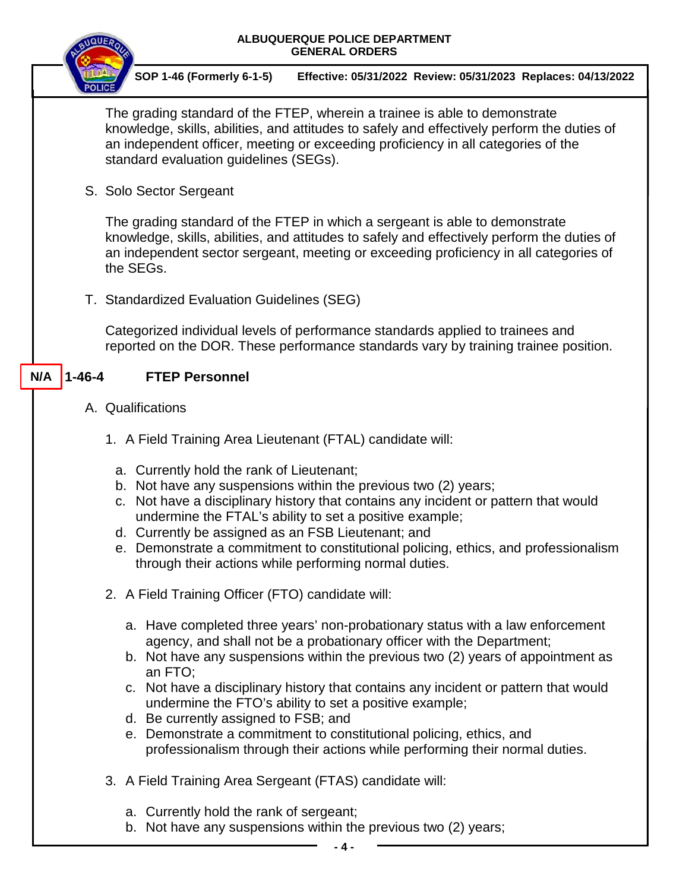The grading standard of the FTEP, wherein a trainee is able to demonstrate knowledge, skills, abilities, and attitudes to safely and effectively perform the duties of an independent officer, meeting or exceeding proficiency in all categories of the standard evaluation guidelines (SEGs).

S. Solo Sector Sergeant

The grading standard of the FTEP in which a sergeant is able to demonstrate knowledge, skills, abilities, and attitudes to safely and effectively perform the duties of an independent sector sergeant, meeting or exceeding proficiency in all categories of the SEGs.

T. Standardized Evaluation Guidelines (SEG)

Categorized individual levels of performance standards applied to trainees and reported on the DOR. These performance standards vary by training trainee position.

## N/A 1-46-4 FTEP Personnel

A. Qualifications

1. A Field Training Area Lieutenant (FTAL) candidate will:
   a. Currently hold the rank of Lieutenant;
   b. Not have any suspensions within the previous two (2) years;
   c. Not have a disciplinary history that contains any incident or pattern that would undermine the FTAL's ability to set a positive example;
   d. Currently be assigned as an FSB Lieutenant; and
   e. Demonstrate a commitment to constitutional policing, ethics, and professionalism through their actions while performing normal duties.

2. A Field Training Officer (FTO) candidate will:
   a. Have completed three years' non-probationary status with a law enforcement agency, and shall not be a probationary officer with the Department;
   b. Not have any suspensions within the previous two (2) years of appointment as an FTO;
   c. Not have a disciplinary history that contains any incident or pattern that would undermine the FTO's ability to set a positive example;
   d. Be currently assigned to FSB; and
   e. Demonstrate a commitment to constitutional policing, ethics, and professionalism through their actions while performing their normal duties.

3. A Field Training Area Sergeant (FTAS) candidate will:
   a. Currently hold the rank of sergeant;
   b. Not have any suspensions within the previous two (2) years;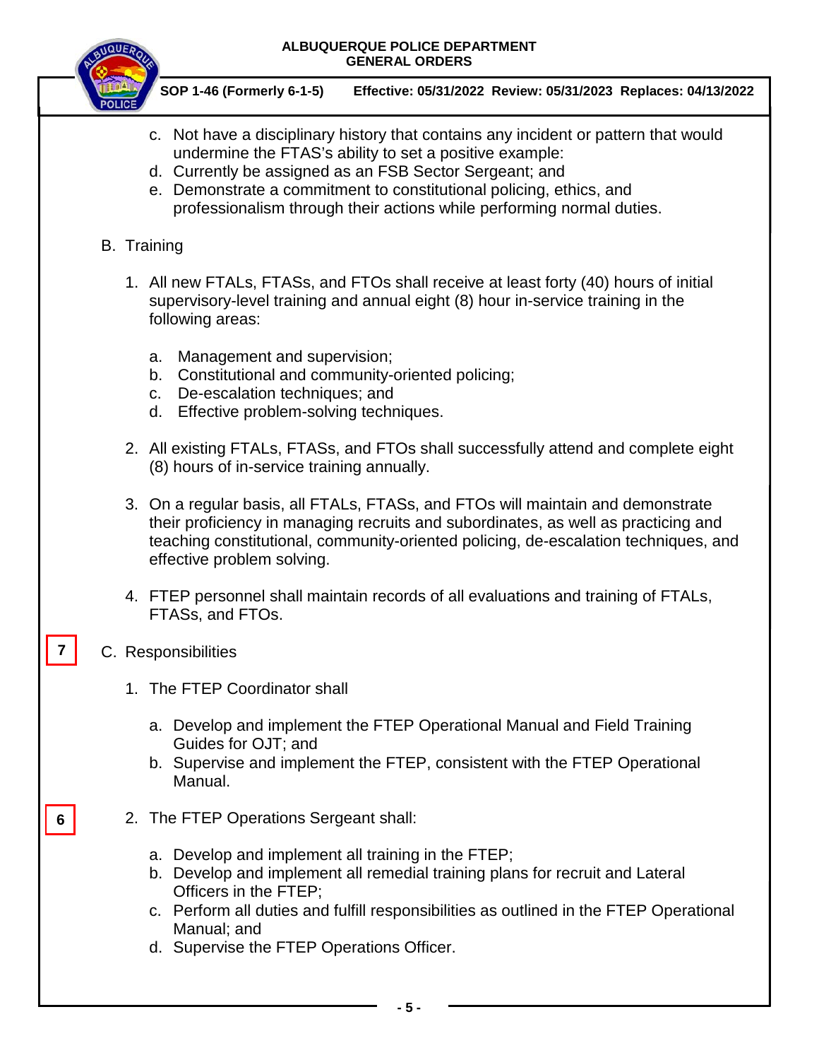c. Not have a disciplinary history that contains any incident or pattern that would undermine the FTAS's ability to set a positive example:
d. Currently be assigned as an FSB Sector Sergeant; and
e. Demonstrate a commitment to constitutional policing, ethics, and professionalism through their actions while performing normal duties.

B. Training

1. All new FTALs, FTASs, and FTOs shall receive at least forty (40) hours of initial supervisory-level training and annual eight (8) hour in-service training in the following areas:

   a. Management and supervision;
   b. Constitutional and community-oriented policing;
   c. De-escalation techniques; and
   d. Effective problem-solving techniques.

2. All existing FTALs, FTASs, and FTOs shall successfully attend and complete eight (8) hours of in-service training annually.

3. On a regular basis, all FTALs, FTASs, and FTOs will maintain and demonstrate their proficiency in managing recruits and subordinates, as well as practicing and teaching constitutional, community-oriented policing, de-escalation techniques, and effective problem solving.

4. FTEP personnel shall maintain records of all evaluations and training of FTALs, FTASs, and FTOs.

7

C. Responsibilities

1. The FTEP Coordinator shall

   a. Develop and implement the FTEP Operational Manual and Field Training Guides for OJT; and
   b. Supervise and implement the FTEP, consistent with the FTEP Operational Manual.

6

2. The FTEP Operations Sergeant shall:

   a. Develop and implement all training in the FTEP;
   b. Develop and implement all remedial training plans for recruit and Lateral Officers in the FTEP;
   c. Perform all duties and fulfill responsibilities as outlined in the FTEP Operational Manual; and
   d. Supervise the FTEP Operations Officer.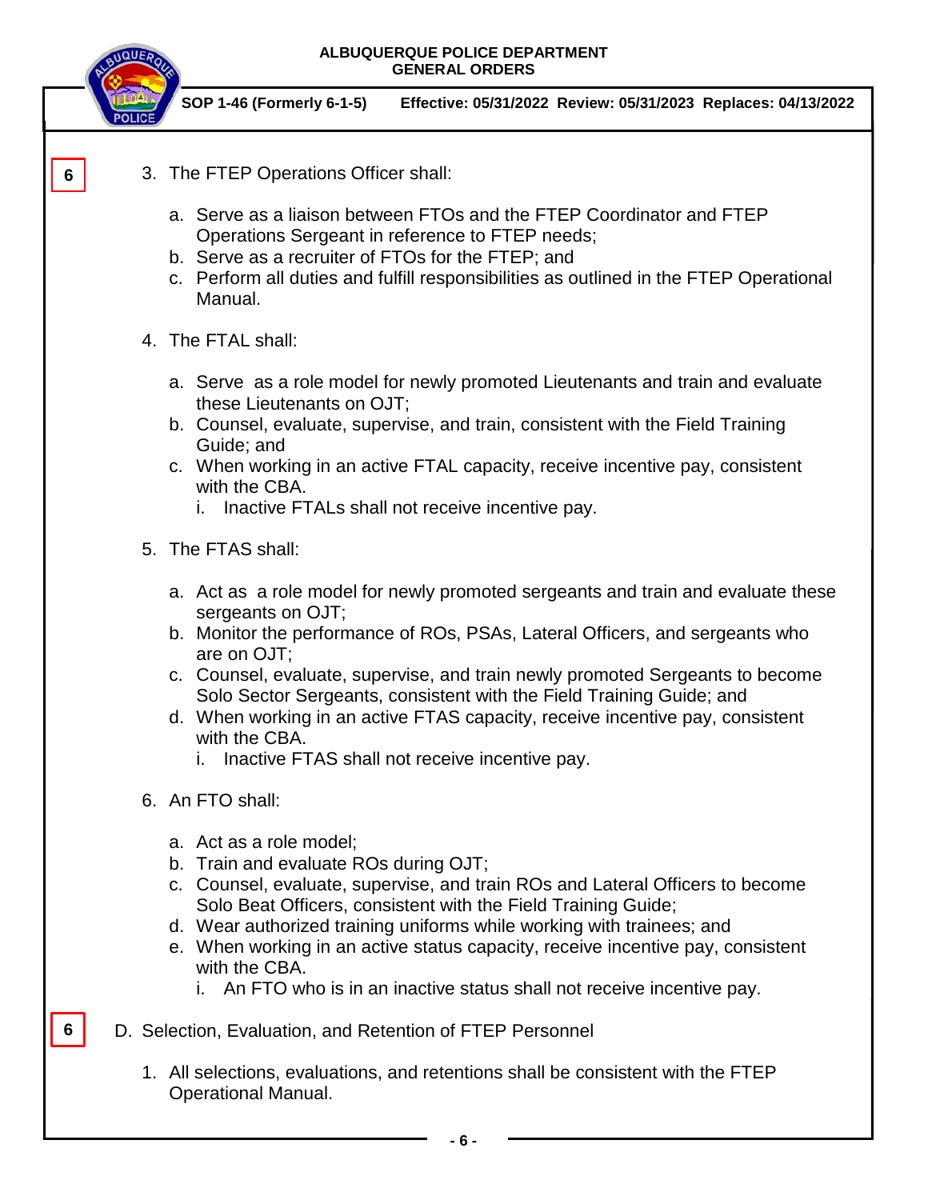6

3. The FTEP Operations Officer shall:

   a. Serve as a liaison between FTOs and the FTEP Coordinator and FTEP Operations Sergeant in reference to FTEP needs;
   b. Serve as a recruiter of FTOs for the FTEP; and
   c. Perform all duties and fulfill responsibilities as outlined in the FTEP Operational Manual.

4. The FTAL shall:

   a. Serve as a role model for newly promoted Lieutenants and train and evaluate these Lieutenants on OJT;
   b. Counsel, evaluate, supervise, and train, consistent with the Field Training Guide; and
   c. When working in an active FTAL capacity, receive incentive pay, consistent with the CBA.
      i. Inactive FTALs shall not receive incentive pay.

5. The FTAS shall:

   a. Act as a role model for newly promoted sergeants and train and evaluate these sergeants on OJT;
   b. Monitor the performance of ROs, PSAs, Lateral Officers, and sergeants who are on OJT;
   c. Counsel, evaluate, supervise, and train newly promoted Sergeants to become Solo Sector Sergeants, consistent with the Field Training Guide; and
   d. When working in an active FTAS capacity, receive incentive pay, consistent with the CBA.
      i. Inactive FTAS shall not receive incentive pay.

6. An FTO shall:

   a. Act as a role model;
   b. Train and evaluate ROs during OJT;
   c. Counsel, evaluate, supervise, and train ROs and Lateral Officers to become Solo Beat Officers, consistent with the Field Training Guide;
   d. Wear authorized training uniforms while working with trainees; and
   e. When working in an active status capacity, receive incentive pay, consistent with the CBA.
      i. An FTO who is in an inactive status shall not receive incentive pay.

6

D. Selection, Evaluation, and Retention of FTEP Personnel

1. All selections, evaluations, and retentions shall be consistent with the FTEP Operational Manual.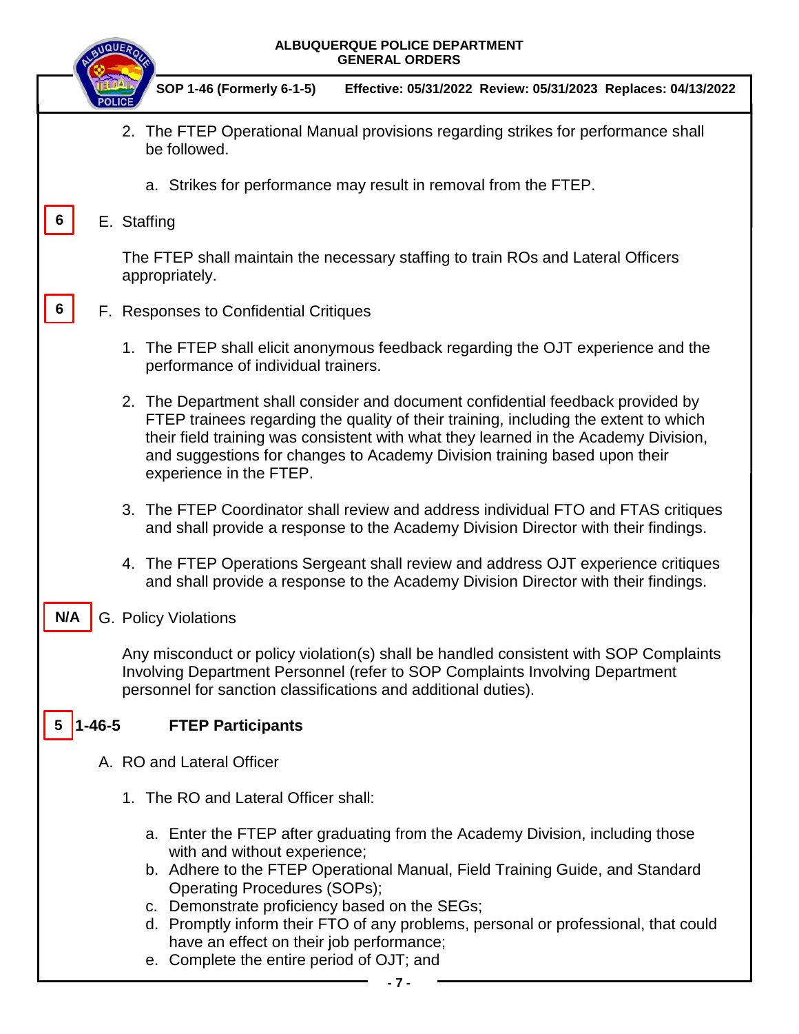2. The FTEP Operational Manual provisions regarding strikes for performance shall be followed.

   a. Strikes for performance may result in removal from the FTEP.

6 E. Staffing

The FTEP shall maintain the necessary staffing to train ROs and Lateral Officers appropriately.

6 F. Responses to Confidential Critiques

1. The FTEP shall elicit anonymous feedback regarding the OJT experience and the performance of individual trainers.
2. The Department shall consider and document confidential feedback provided by FTEP trainees regarding the quality of their training, including the extent to which their field training was consistent with what they learned in the Academy Division, and suggestions for changes to Academy Division training based upon their experience in the FTEP.
3. The FTEP Coordinator shall review and address individual FTO and FTAS critiques and shall provide a response to the Academy Division Director with their findings.
4. The FTEP Operations Sergeant shall review and address OJT experience critiques and shall provide a response to the Academy Division Director with their findings.

N/A G. Policy Violations

Any misconduct or policy violation(s) shall be handled consistent with SOP Complaints Involving Department Personnel (refer to SOP Complaints Involving Department personnel for sanction classifications and additional duties).

## 5 1-46-5 FTEP Participants

A. RO and Lateral Officer

1. The RO and Lateral Officer shall:

   a. Enter the FTEP after graduating from the Academy Division, including those with and without experience;
   b. Adhere to the FTEP Operational Manual, Field Training Guide, and Standard Operating Procedures (SOPs);
   c. Demonstrate proficiency based on the SEGs;
   d. Promptly inform their FTO of any problems, personal or professional, that could have an effect on their job performance;
   e. Complete the entire period of OJT; and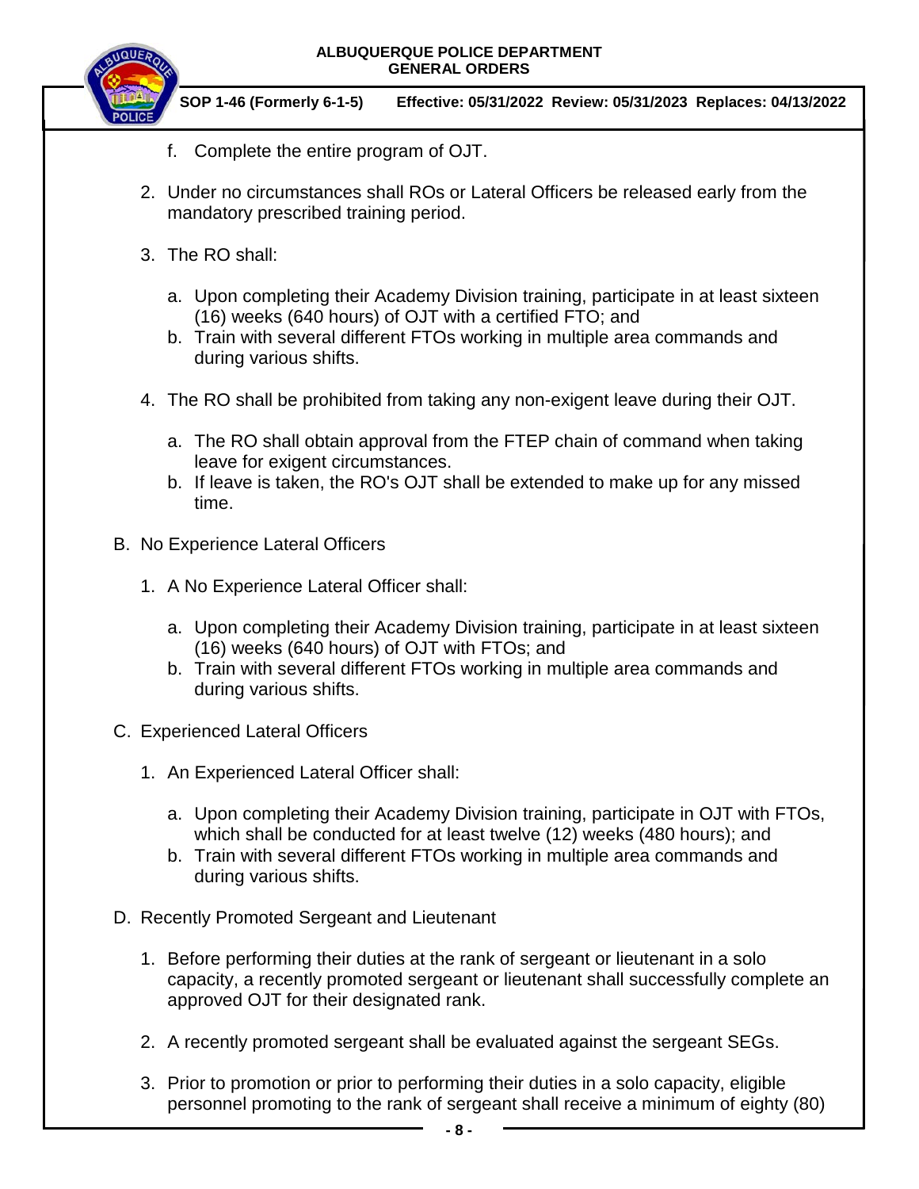f. Complete the entire program of OJT.

2. Under no circumstances shall ROs or Lateral Officers be released early from the mandatory prescribed training period.

3. The RO shall:

   a. Upon completing their Academy Division training, participate in at least sixteen (16) weeks (640 hours) of OJT with a certified FTO; and
   b. Train with several different FTOs working in multiple area commands and during various shifts.

4. The RO shall be prohibited from taking any non-exigent leave during their OJT.

   a. The RO shall obtain approval from the FTEP chain of command when taking leave for exigent circumstances.
   b. If leave is taken, the RO's OJT shall be extended to make up for any missed time.

B. No Experience Lateral Officers

1. A No Experience Lateral Officer shall:

   a. Upon completing their Academy Division training, participate in at least sixteen (16) weeks (640 hours) of OJT with FTOs; and
   b. Train with several different FTOs working in multiple area commands and during various shifts.

C. Experienced Lateral Officers

1. An Experienced Lateral Officer shall:

   a. Upon completing their Academy Division training, participate in OJT with FTOs, which shall be conducted for at least twelve (12) weeks (480 hours); and
   b. Train with several different FTOs working in multiple area commands and during various shifts.

D. Recently Promoted Sergeant and Lieutenant

1. Before performing their duties at the rank of sergeant or lieutenant in a solo capacity, a recently promoted sergeant or lieutenant shall successfully complete an approved OJT for their designated rank.

2. A recently promoted sergeant shall be evaluated against the sergeant SEGs.

3. Prior to promotion or prior to performing their duties in a solo capacity, eligible personnel promoting to the rank of sergeant shall receive a minimum of eighty (80)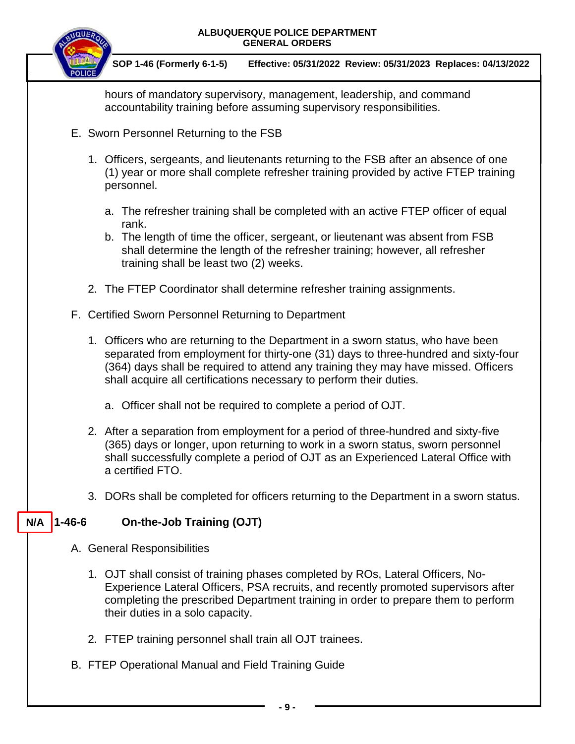hours of mandatory supervisory, management, leadership, and command accountability training before assuming supervisory responsibilities.

E. Sworn Personnel Returning to the FSB

1. Officers, sergeants, and lieutenants returning to the FSB after an absence of one (1) year or more shall complete refresher training provided by active FTEP training personnel.

   a. The refresher training shall be completed with an active FTEP officer of equal rank.
   b. The length of time the officer, sergeant, or lieutenant was absent from FSB shall determine the length of the refresher training; however, all refresher training shall be least two (2) weeks.

2. The FTEP Coordinator shall determine refresher training assignments.

F. Certified Sworn Personnel Returning to Department

1. Officers who are returning to the Department in a sworn status, who have been separated from employment for thirty-one (31) days to three-hundred and sixty-four (364) days shall be required to attend any training they may have missed. Officers shall acquire all certifications necessary to perform their duties.

   a. Officer shall not be required to complete a period of OJT.

2. After a separation from employment for a period of three-hundred and sixty-five (365) days or longer, upon returning to work in a sworn status, sworn personnel shall successfully complete a period of OJT as an Experienced Lateral Office with a certified FTO.

3. DORs shall be completed for officers returning to the Department in a sworn status.

## N/A 1-46-6 On-the-Job Training (OJT)

A. General Responsibilities

1. OJT shall consist of training phases completed by ROs, Lateral Officers, No-Experience Lateral Officers, PSA recruits, and recently promoted supervisors after completing the prescribed Department training in order to prepare them to perform their duties in a solo capacity.

2. FTEP training personnel shall train all OJT trainees.

B. FTEP Operational Manual and Field Training Guide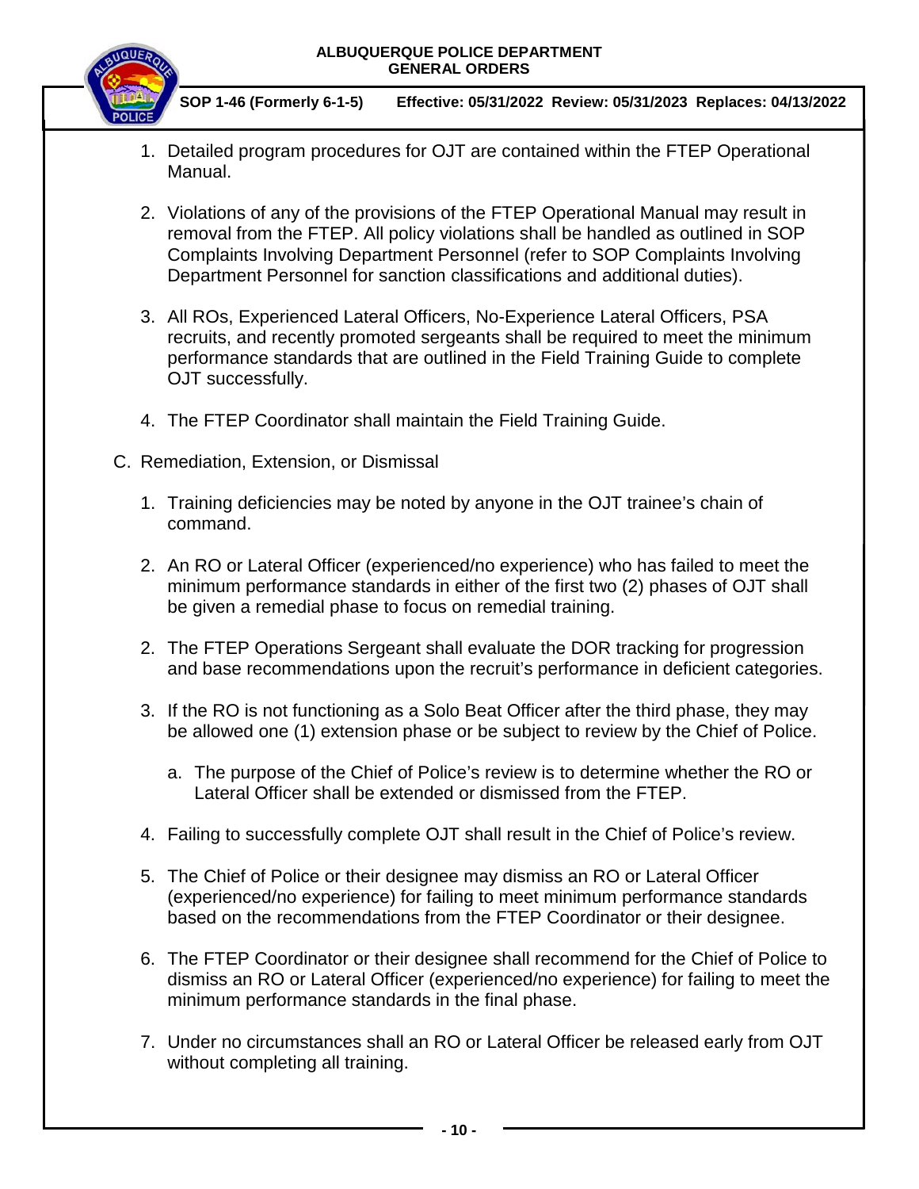1. Detailed program procedures for OJT are contained within the FTEP Operational Manual.

2. Violations of any of the provisions of the FTEP Operational Manual may result in removal from the FTEP. All policy violations shall be handled as outlined in SOP Complaints Involving Department Personnel (refer to SOP Complaints Involving Department Personnel for sanction classifications and additional duties).

3. All ROs, Experienced Lateral Officers, No-Experience Lateral Officers, PSA recruits, and recently promoted sergeants shall be required to meet the minimum performance standards that are outlined in the Field Training Guide to complete OJT successfully.

4. The FTEP Coordinator shall maintain the Field Training Guide.

C. Remediation, Extension, or Dismissal

1. Training deficiencies may be noted by anyone in the OJT trainee's chain of command.

2. An RO or Lateral Officer (experienced/no experience) who has failed to meet the minimum performance standards in either of the first two (2) phases of OJT shall be given a remedial phase to focus on remedial training.

2. The FTEP Operations Sergeant shall evaluate the DOR tracking for progression and base recommendations upon the recruit's performance in deficient categories.

3. If the RO is not functioning as a Solo Beat Officer after the third phase, they may be allowed one (1) extension phase or be subject to review by the Chief of Police.

   a. The purpose of the Chief of Police's review is to determine whether the RO or Lateral Officer shall be extended or dismissed from the FTEP.

4. Failing to successfully complete OJT shall result in the Chief of Police's review.

5. The Chief of Police or their designee may dismiss an RO or Lateral Officer (experienced/no experience) for failing to meet minimum performance standards based on the recommendations from the FTEP Coordinator or their designee.

6. The FTEP Coordinator or their designee shall recommend for the Chief of Police to dismiss an RO or Lateral Officer (experienced/no experience) for failing to meet the minimum performance standards in the final phase.

7. Under no circumstances shall an RO or Lateral Officer be released early from OJT without completing all training.